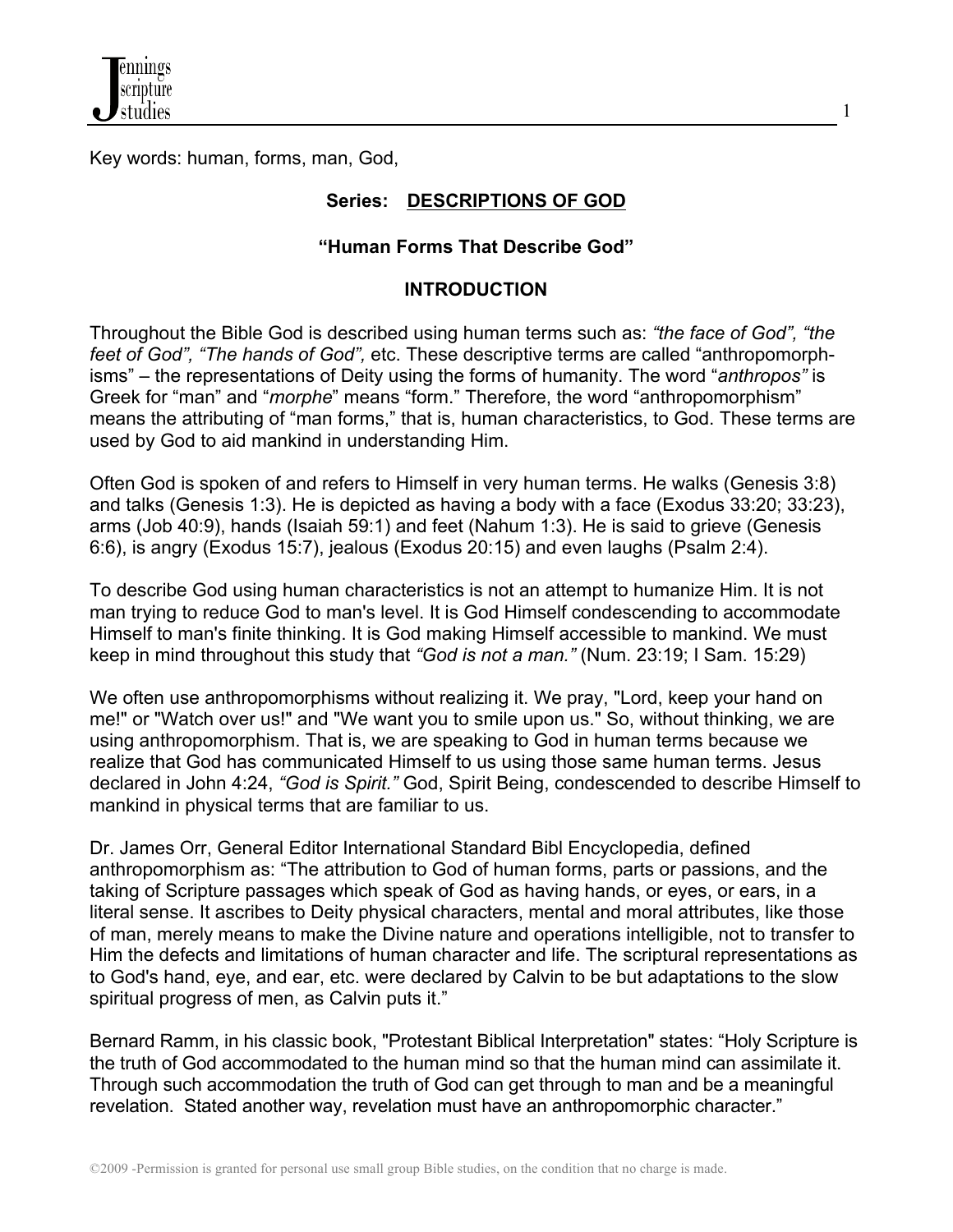Key words: human, forms, man, God,

**Series: DESCRIPTIONS OF GOD**

**"Human Forms That Describe God"**

**INTRODUCTION**

Throughout the Bible God is described using human terms such as: *"the face of God", "the feet of God", "The hands of God",* etc. These descriptive terms are called "anthropomorph-isms" – the representations of Deity using the forms of humanity. The word "*anthropos"* is Greek for "man" and "*morphe*" means "form." Therefore, the word "anthropomorphism" means the attributing of "man forms," that is, human characteristics, to God. These terms are used by God to aid mankind in understanding Him.

Often God is spoken of and refers to Himself in very human terms. He walks (Genesis 3:8) and talks (Genesis 1:3). He is depicted as having a body with a face (Exodus 33:20; 33:23), arms (Job 40:9), hands (Isaiah 59:1) and feet (Nahum 1:3). He is said to grieve (Genesis 6:6), is angry (Exodus 15:7), jealous (Exodus 20:15) and even laughs (Psalm 2:4).

To describe God using human characteristics is not an attempt to humanize Him. It is not man trying to reduce God to man's level. It is God Himself condescending to accommodate Himself to man's finite thinking. It is God making Himself accessible to mankind. We must keep in mind throughout this study that *"God is not a man."* (Num. 23:19; I Sam. 15:29)

We often use anthropomorphisms without realizing it. We pray, "Lord, keep your hand on me!" or "Watch over us!" and "We want you to smile upon us." So, without thinking, we are using anthropomorphism. That is, we are speaking to God in human terms because we realize that God has communicated Himself to us using those same human terms. Jesus declared in John 4:24, *"God is Spirit."* God, Spirit Being, condescended to describe Himself to mankind in physical terms that are familiar to us.

Dr. James Orr, General Editor International Standard Bibl Encyclopedia, defined anthropomorphism as: "The attribution to God of human forms, parts or passions, and the taking of Scripture passages which speak of God as having hands, or eyes, or ears, in a literal sense. It ascribes to Deity physical characters, mental and moral attributes, like those of man, merely means to make the Divine nature and operations intelligible, not to transfer to Him the defects and limitations of human character and life. The scriptural representations as to God's hand, eye, and ear, etc. were declared by Calvin to be but adaptations to the slow spiritual progress of men, as Calvin puts it."

Bernard Ramm, in his classic book, "Protestant Biblical Interpretation" states: "Holy Scripture is the truth of God accommodated to the human mind so that the human mind can assimilate it. Through such accommodation the truth of God can get through to man and be a meaningful revelation. Stated another way, revelation must have an anthropomorphic character."

©2009 -Permission is granted for personal use small group Bible studies, on the condition that no charge is made.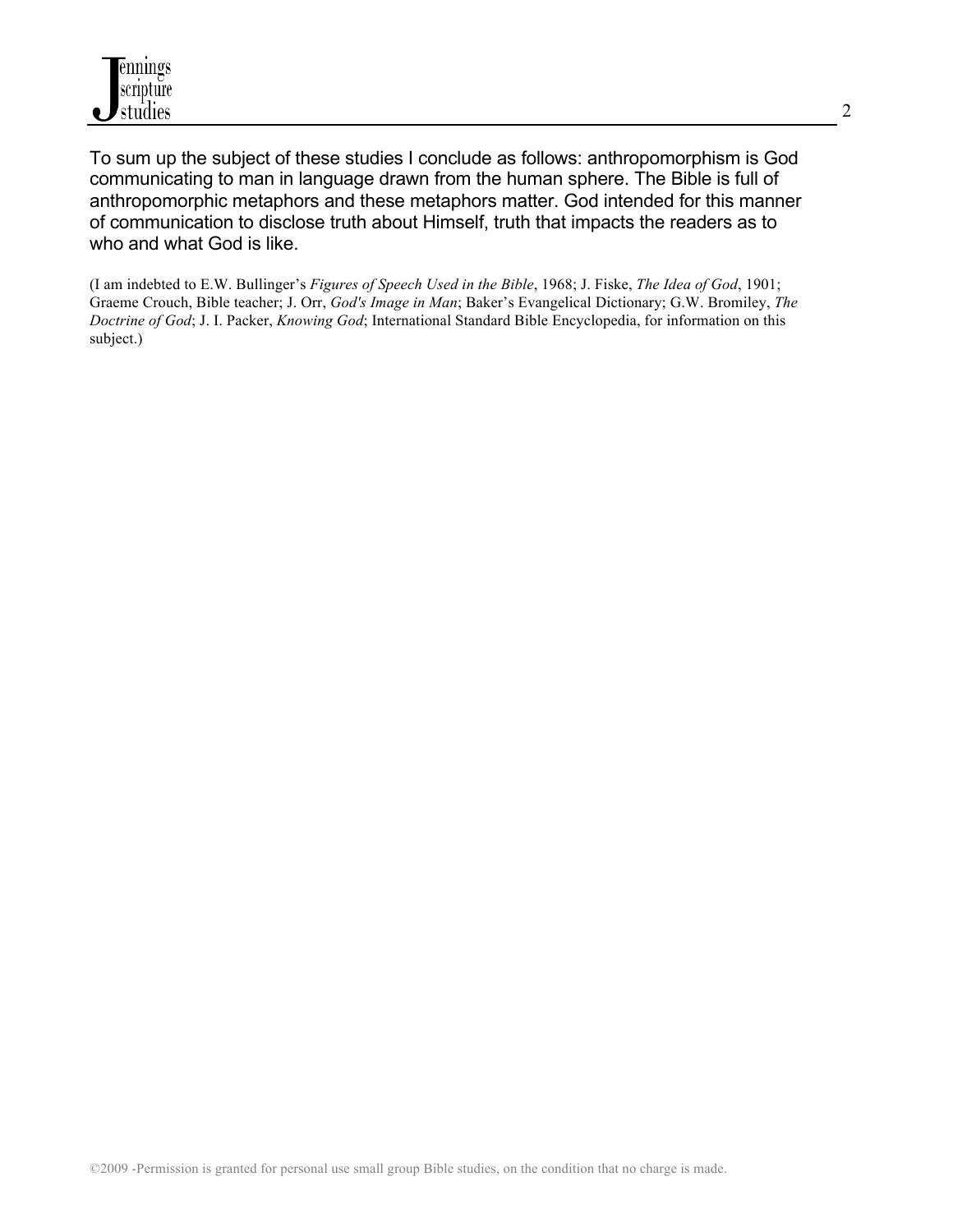To sum up the subject of these studies I conclude as follows: anthropomorphism is God communicating to man in language drawn from the human sphere. The Bible is full of anthropomorphic metaphors and these metaphors matter. God intended for this manner of communication to disclose truth about Himself, truth that impacts the readers as to who and what God is like.

(I am indebted to E.W. Bullinger's *Figures of Speech Used in the Bible*, 1968; J. Fiske, *The Idea of God*, 1901; Graeme Crouch, Bible teacher; J. Orr, *God's Image in Man*; Baker's Evangelical Dictionary; G.W. Bromiley, *The Doctrine of God*; J. I. Packer, *Knowing God*; International Standard Bible Encyclopedia, for information on this subject.)